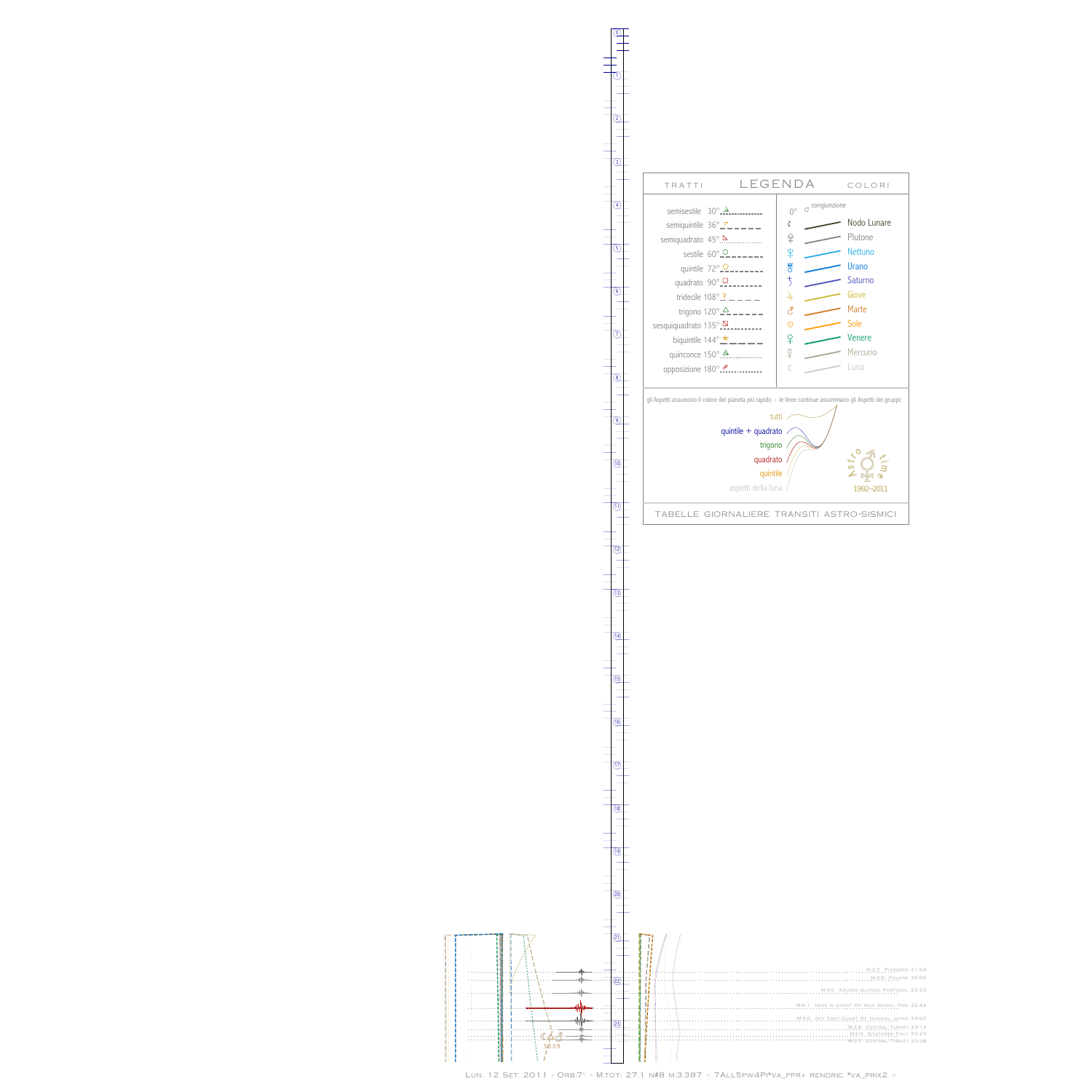# LEGENDA

TRATTI

- semisestile 30°
- semiquintile 36°
- semiquadrato 45°
- sestile 60°
- quintile 72°
- quadrato 90°
- tridecile 108°
- trigono 120°
- sesquiquadrato 135°
- biquintile 144°
- quinconce 150°
- opposizione 180°

COLORI

0° ☌ congiunzione

- ☊ Nodo Lunare
- ♇ Plutone
- ♆ Nettuno
- ♅ Urano
- ♄ Saturno
- ♃ Giove
- ♂ Marte
- ☉ Sole
- ♀ Venere
- ☿ Mercurio
- ☾ Luna

gli Aspetti assumono il colore del pianeta più rapido - le linee continue assommano gli Aspetti dei gruppi:

- tutti
- quintile + quadrato
- trigono
- quadrato
- quintile
- aspetti della luna

Astro time 1992–2011

TABELLE GIORNALIERE TRANSITI ASTRO-SISMICI

0 1 2 3 4 5 6 7 8 9 10 11 12 13 14 15 16 17 18 19 20 21 22 23

S/0 0.9

M2.7 Pyrenees 21:54
M3.0 Poland 22:05
M3.0 Azores Islands, Portugal 22:23
M6.1 Near N Coast Of New Guinea, PNG 22:44
M5.0 Off East Coast Of Honshu, Japan 23:02
M2.6 Central Turkey 23:14
M2.0 Southern Italy 23:23
M2.7 Central Turkey 23:28

Lun. 12 Set. 2011 - Orb:7° - M.tot: 27.1 n#8 m:3.387 -: 7All5pw4Pi*va_ppr+ rendric *va_prix2 :-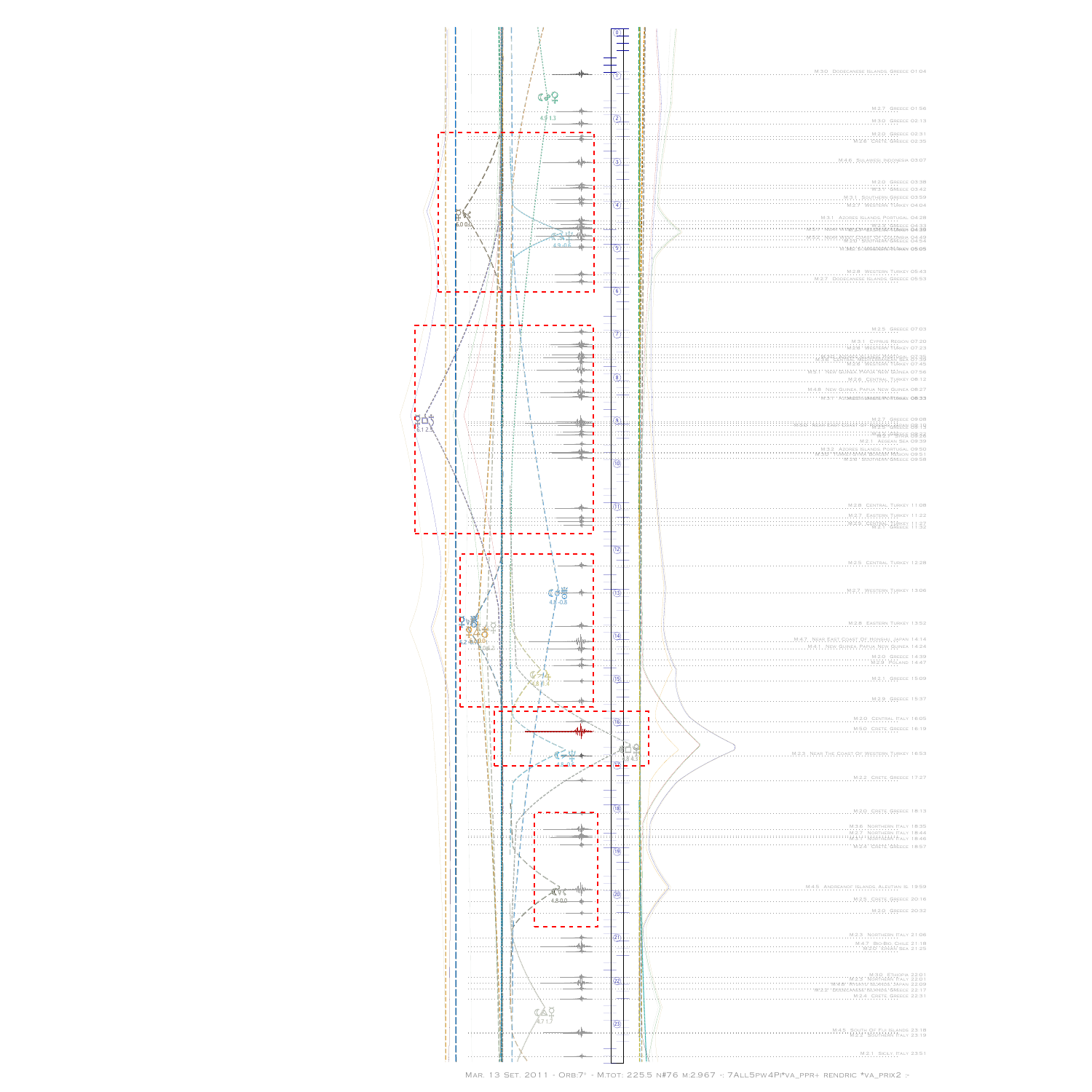M3.0 Dodecanese Islands, Greece 01:04

M2.7 Greece 01:56

M3.0 Greece 02:13

M2.0 Greece 02:31

M2.6 Crete, Greece 02:35

M4.6 Sulawesi, Indonesia 03:07

M2.0 Greece 03:38

M2.1 Greece 03:42

M3.1 Southern Greece 03:59

M2.7 Western Turkey 04:04

M3.1 Azores Islands, Portugal 04:28

M2.2 Greece 04:33

M3.0 Greece 04:39

M5.0 Near West Coast Of Colombia 04:49

M2.3 Southern Greece 04:54

M2.6 Western Turkey 05:05

M2.8 Western Turkey 05:43

M2.7 Dodecanese Islands, Greece 05:53

M3.5 Greece 07:03

M3.1 Cyprus Region 07:20

M2.6 Western Turkey 07:23

M3.1 Azores Islands, Portugal 07:35

M3.4 Eastern Mediterranean Sea 07:39

M2.6 Western Turkey 07:45

M5.1 New Guinea, Papua New Guinea 07:56

M2.6 Central Turkey 08:12

M4.8 New Guinea, Papua New Guinea 08:27

M3.1 Azores Islands, Portugal 08:33

M2.7 Greece 09:08

M2.4 Greece 09:10

M2.0 Greece 09:22

M2.1 Greece 09:26

M2.1 Aegean Sea 09:39

M3.2 Azores Islands, Portugal 09:50

M2.5 Greece 09:51

M2.6 Southern Greece 09:58

M2.8 Central Turkey 11:08

M2.7 Eastern Turkey 11:22

M2.6 Western Turkey 11:27

M2.1 Greece 11:32

M2.5 Central Turkey 12:28

M2.7 Western Turkey 13:06

M2.8 Eastern Turkey 13:52

M4.7 Near East Coast Of Honshu, Japan 14:14

M4.1 New Guinea, Papua New Guinea 14:24

M2.0 Greece 14:39

M2.9 Poland 14:47

M2.1 Greece 15:09

M2.9 Greece 15:37

M2.0 Central Italy 16:05

M5.0 Crete, Greece 16:19

M2.3 Near The Coast Of Western Turkey 16:53

M2.2 Crete, Greece 17:27

M2.0 Crete, Greece 18:13

M3.6 Northern Italy 18:35

M2.7 Northern Italy 18:44

M2.1 Northern Italy 18:46

M2.4 Crete, Greece 18:57

M4.5 Andreanof Islands, Aleutian Is. 19:59

M2.5 Crete, Greece 20:16

M2.0 Greece 20:32

M2.3 Northern Italy 21:06

M4.7 Bio-Bio, Chile 21:18

M3.0 Ionian Sea 21:25

M3.0 Ethiopia 22:01

M2.3 Northern Italy 22:01

M4.8 Ryukyu Islands, Japan 22:09

M2.2 Dodecanese Islands, Greece 22:17

M2.4 Crete, Greece 22:31

M4.5 South Of Fiji Islands 23:18

M2.2 Southern Italy 23:19

M2.1 Sicily, Italy 23:51

Mar. 13 Set. 2011 - Orb:7° - M.tot: 225.5 n#76 m:2.967 -: 7All5pw4Pi*va_ppr+ rendric *va_prix2 :-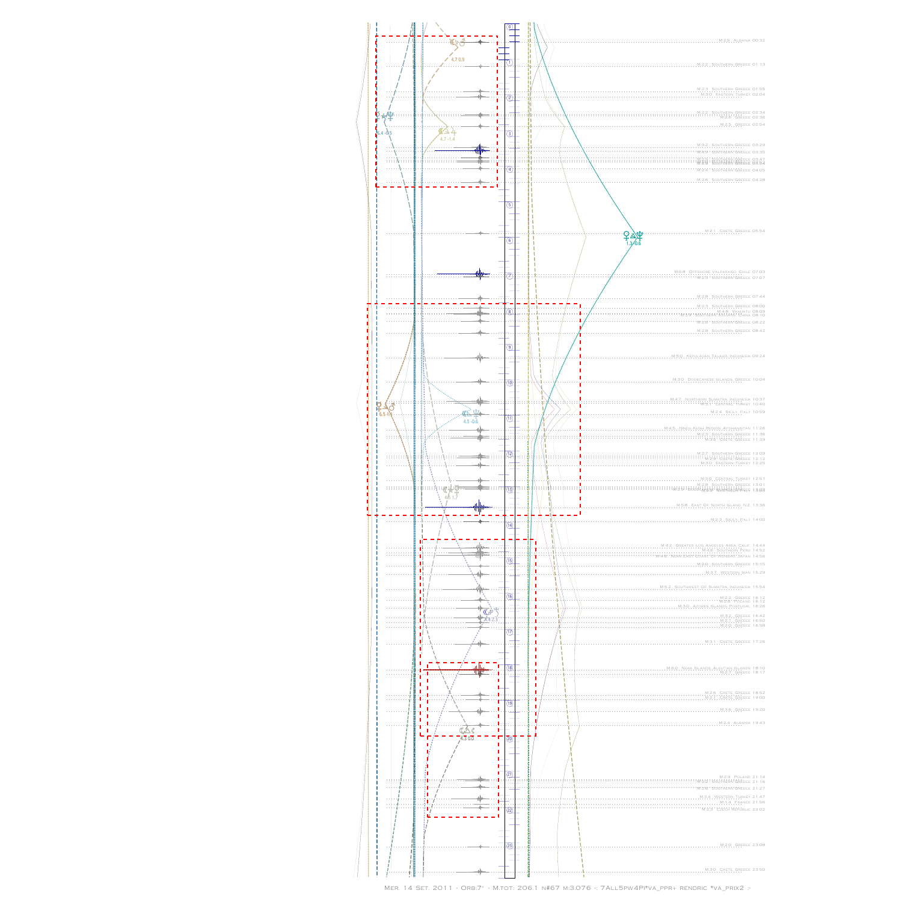M:2.5 Albania 00:32

M:2.2 Southern Greece 01:13

M:2.3 Southern Greece 01:55

M:3.0 Eastern Turkey 02:04

M:2.2 Southern Greece 02:34

M:2.8 Greece 02:36

M:2.5 Greece 02:54

M:3.2 Southern Greece 03:29

M:4.9 Southern Greece 03:35

M:2.2 Southern Greece 03:47

M:2.3 Southern Greece 03:54

M:2.4 Southern Greece 04:05

M:2.6 Southern Greece 04:28

M:2.1 Crete Greece 05:54

M:5.8 Offshore Valparaiso Chile 07:03

M:2.3 Southern Greece 07:07

M:2.8 Southern Greece 07:44

M:2.3 Southern Greece 08:00

M:4.8 Vanuatu 08:09

M:3.9 Southern Greece 08:10

M:2.8 Southern Greece 08:22

M:2.8 Southern Greece 08:42

M:5.0 Kepulauan Talaud Indonesia 09:24

M:3.0 Dodecanese Islands Greece 10:04

M:4.7 Northern Sumatra Indonesia 10:37

M:3.1 Central Turkey 10:40

M:2.4 Sicily Italy 10:59

M:4.5 Hindu Kush Region Afghanistan 11:26

M:2.3 Southern Greece 11:36

M:3.5 Crete Greece 11:39

M:2.7 Southern Greece 12:09

M:2.3 Crete Greece 12:12

M:3.0 Eastern Turkey 12:25

M:3.0 Central Turkey 12:51

M:2.8 Southern Greece 13:01

M:2.8 Southern Greece 13:03

M:5.8 East Of North Island N.Z. 13:36

M:2.3 Sicily Italy 14:00

M:4.2 Greater Los Angeles Area Calif. 14:44

M:4.6 Southern Peru 14:52

M:4.8 Near East Coast Of Honshu Japan 14:56

M:2.0 Southern Greece 15:15

M:3.7 Western Iran 15:29

M:5.2 Southwest Of Sumatra Indonesia 15:54

M:2.2 Greece 16:12

M:2.6 Poland 16:12

M:3.0 Azores Islands Portugal 16:26

M:3.2 Greece 16:42

M:2.1 Greece 16:50

M:2.0 Greece 16:58

M:3.1 Crete Greece 17:26

M:6.0 Near Islands Aleutian Islands 18:10

M:2.7 Greece 18:17

M:2.6 Crete Greece 18:52

M:2.1 Crete Greece 19:00

M:3.6 Greece 19:20

M:2.4 Albania 19:43

M:2.9 Poland 21:14

M:2.2 Southern Greece 21:16

M:2.6 Southern Greece 21:27

M:3.4 Western Turkey 21:47

M:1.4 France 21:56

M:2.3 Czech Republic 22:02

M:2.0 Greece 23:08

M:3.0 Crete Greece 23:50

4.7 0.9

6.4 -0.5

4.7 -1.4

1.3 -0.6

6.5 1.1

4.5 -0.6

4.5 1.7

4.3 2.3

4.3 0.0

Mer. 14 Set. 2011 - Orb:7° - M.tot: 206.1 n#67 M:3.076 -: 7ALL5pw4Pi*va_ppr+ rendric *va_prix2 :-